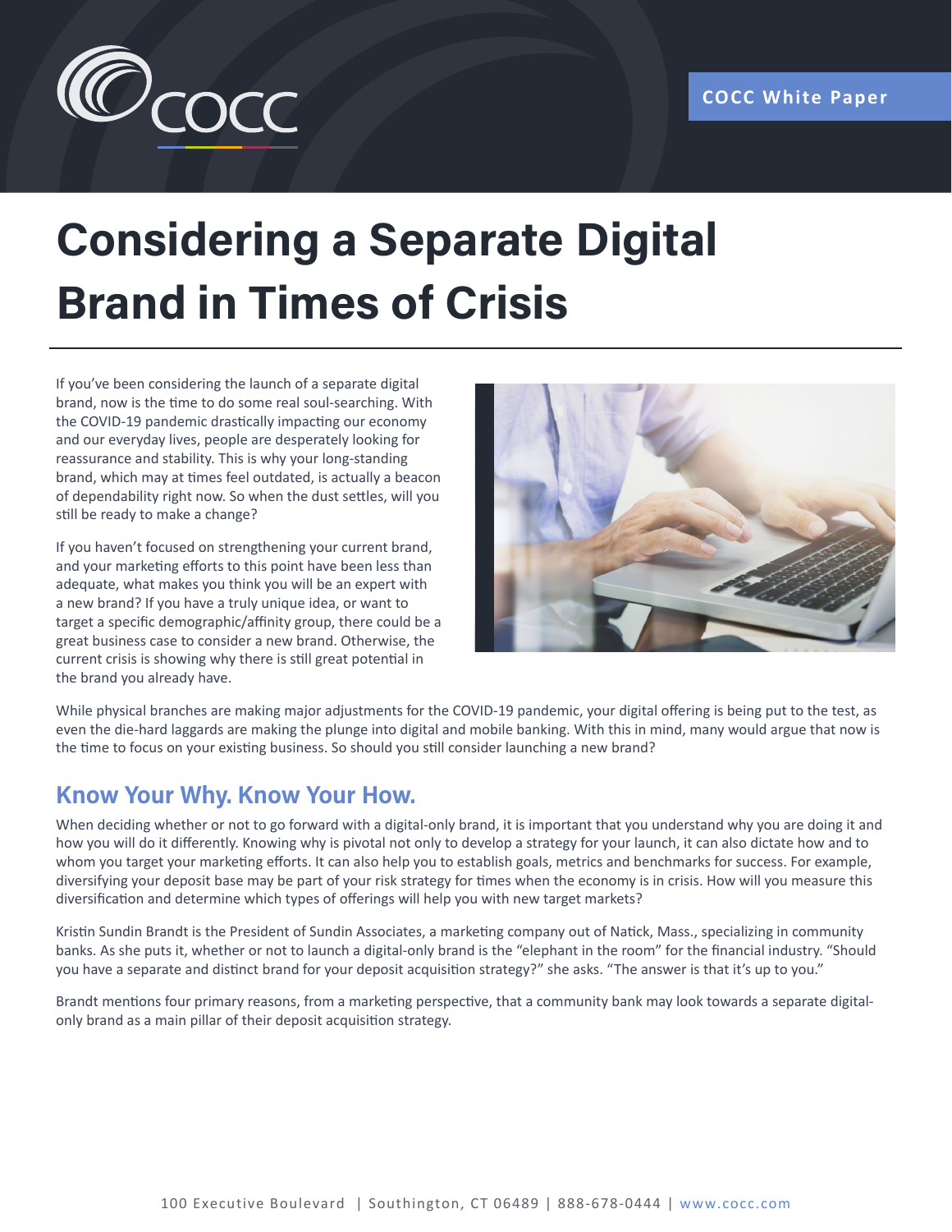COCC White Paper

# Considering a Separate Digital Brand in Times of Crisis

If you've been considering the launch of a separate digital brand, now is the time to do some real soul-searching. With the COVID-19 pandemic drastically impacting our economy and our everyday lives, people are desperately looking for reassurance and stability. This is why your long-standing brand, which may at times feel outdated, is actually a beacon of dependability right now. So when the dust settles, will you still be ready to make a change?

If you haven't focused on strengthening your current brand, and your marketing efforts to this point have been less than adequate, what makes you think you will be an expert with a new brand? If you have a truly unique idea, or want to target a specific demographic/affinity group, there could be a great business case to consider a new brand. Otherwise, the current crisis is showing why there is still great potential in the brand you already have.

While physical branches are making major adjustments for the COVID-19 pandemic, your digital offering is being put to the test, as even the die-hard laggards are making the plunge into digital and mobile banking. With this in mind, many would argue that now is the time to focus on your existing business. So should you still consider launching a new brand?

## Know Your Why. Know Your How.

When deciding whether or not to go forward with a digital-only brand, it is important that you understand why you are doing it and how you will do it differently. Knowing why is pivotal not only to develop a strategy for your launch, it can also dictate how and to whom you target your marketing efforts. It can also help you to establish goals, metrics and benchmarks for success. For example, diversifying your deposit base may be part of your risk strategy for times when the economy is in crisis. How will you measure this diversification and determine which types of offerings will help you with new target markets?

Kristin Sundin Brandt is the President of Sundin Associates, a marketing company out of Natick, Mass., specializing in community banks. As she puts it, whether or not to launch a digital-only brand is the "elephant in the room" for the financial industry. "Should you have a separate and distinct brand for your deposit acquisition strategy?" she asks. "The answer is that it's up to you."

Brandt mentions four primary reasons, from a marketing perspective, that a community bank may look towards a separate digital-only brand as a main pillar of their deposit acquisition strategy.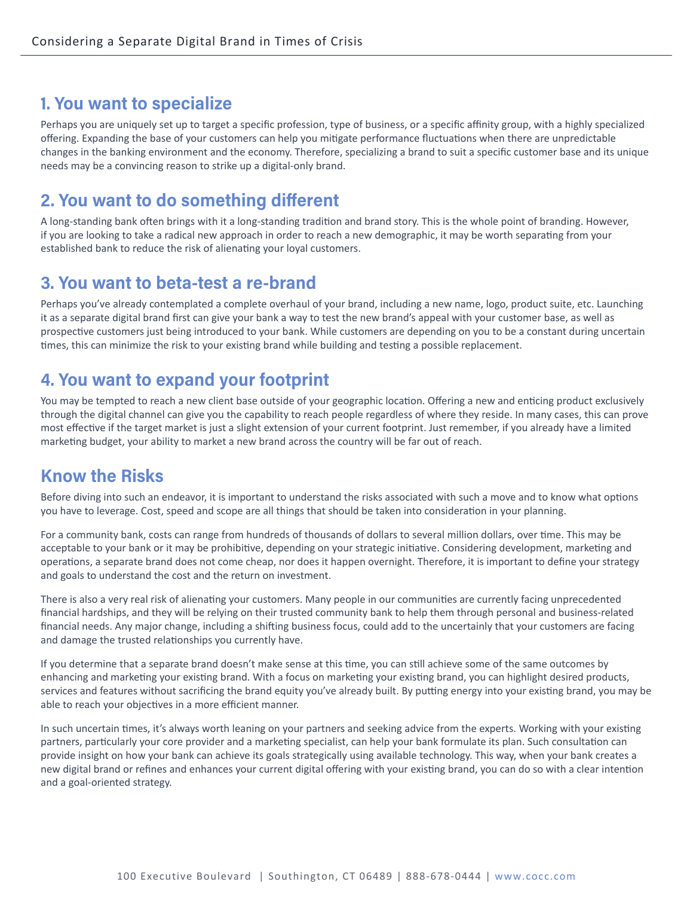## 1. You want to specialize

Perhaps you are uniquely set up to target a specific profession, type of business, or a specific affinity group, with a highly specialized offering. Expanding the base of your customers can help you mitigate performance fluctuations when there are unpredictable changes in the banking environment and the economy. Therefore, specializing a brand to suit a specific customer base and its unique needs may be a convincing reason to strike up a digital-only brand.

## 2. You want to do something different

A long-standing bank often brings with it a long-standing tradition and brand story. This is the whole point of branding. However, if you are looking to take a radical new approach in order to reach a new demographic, it may be worth separating from your established bank to reduce the risk of alienating your loyal customers.

## 3. You want to beta-test a re-brand

Perhaps you've already contemplated a complete overhaul of your brand, including a new name, logo, product suite, etc. Launching it as a separate digital brand first can give your bank a way to test the new brand's appeal with your customer base, as well as prospective customers just being introduced to your bank. While customers are depending on you to be a constant during uncertain times, this can minimize the risk to your existing brand while building and testing a possible replacement.

## 4. You want to expand your footprint

You may be tempted to reach a new client base outside of your geographic location. Offering a new and enticing product exclusively through the digital channel can give you the capability to reach people regardless of where they reside. In many cases, this can prove most effective if the target market is just a slight extension of your current footprint. Just remember, if you already have a limited marketing budget, your ability to market a new brand across the country will be far out of reach.

## Know the Risks

Before diving into such an endeavor, it is important to understand the risks associated with such a move and to know what options you have to leverage. Cost, speed and scope are all things that should be taken into consideration in your planning.

For a community bank, costs can range from hundreds of thousands of dollars to several million dollars, over time. This may be acceptable to your bank or it may be prohibitive, depending on your strategic initiative. Considering development, marketing and operations, a separate brand does not come cheap, nor does it happen overnight. Therefore, it is important to define your strategy and goals to understand the cost and the return on investment.

There is also a very real risk of alienating your customers. Many people in our communities are currently facing unprecedented financial hardships, and they will be relying on their trusted community bank to help them through personal and business-related financial needs. Any major change, including a shifting business focus, could add to the uncertainly that your customers are facing and damage the trusted relationships you currently have.

If you determine that a separate brand doesn't make sense at this time, you can still achieve some of the same outcomes by enhancing and marketing your existing brand. With a focus on marketing your existing brand, you can highlight desired products, services and features without sacrificing the brand equity you've already built. By putting energy into your existing brand, you may be able to reach your objectives in a more efficient manner.

In such uncertain times, it's always worth leaning on your partners and seeking advice from the experts. Working with your existing partners, particularly your core provider and a marketing specialist, can help your bank formulate its plan. Such consultation can provide insight on how your bank can achieve its goals strategically using available technology. This way, when your bank creates a new digital brand or refines and enhances your current digital offering with your existing brand, you can do so with a clear intention and a goal-oriented strategy.

100 Executive Boulevard | Southington, CT 06489 | 888-678-0444 | www.cocc.com